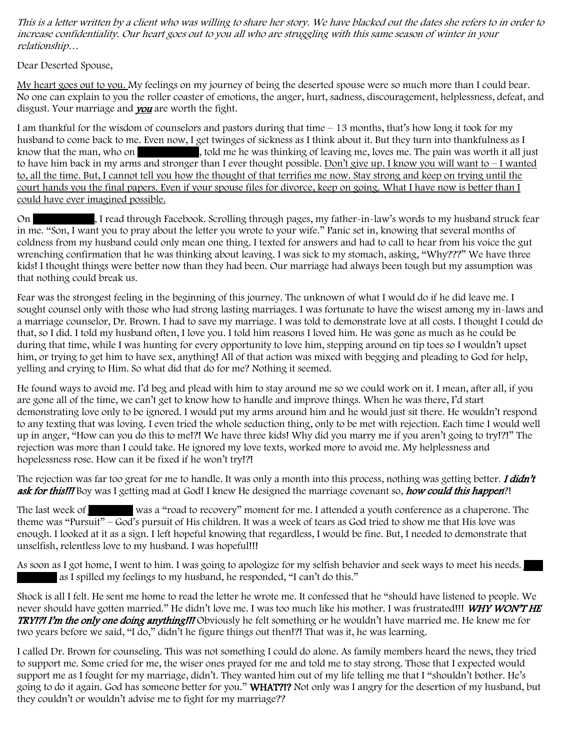*This is a letter written by a client who was willing to share her story. We have blacked out the dates she refers to in order to increase confidentiality. Our heart goes out to you all who are struggling with this same season of winter in your relationship…*

Dear Deserted Spouse,

My heart goes out to you. My feelings on my journey of being the deserted spouse were so much more than I could bear. No one can explain to you the roller coaster of emotions, the anger, hurt, sadness, discouragement, helplessness, defeat, and disgust. Your marriage and ***you*** are worth the fight.

I am thankful for the wisdom of counselors and pastors during that time – 13 months, that's how long it took for my husband to come back to me. Even now, I get twinges of sickness as I think about it. But they turn into thankfulness as I know that the man, who on ██████████, told me he was thinking of leaving me, loves me. The pain was worth it all just to have him back in my arms and stronger than I ever thought possible. Don't give up. I know you will want to – I wanted to, all the time. But, I cannot tell you how the thought of that terrifies me now. Stay strong and keep on trying until the court hands you the final papers. Even if your spouse files for divorce, keep on going. What I have now is better than I could have ever imagined possible.

On ██████████, I read through Facebook. Scrolling through pages, my father-in-law's words to my husband struck fear in me. "Son, I want you to pray about the letter you wrote to your wife." Panic set in, knowing that several months of coldness from my husband could only mean one thing. I texted for answers and had to call to hear from his voice the gut wrenching confirmation that he was thinking about leaving. I was sick to my stomach, asking, "Why???" We have three kids! I thought things were better now than they had been. Our marriage had always been tough but my assumption was that nothing could break us.

Fear was the strongest feeling in the beginning of this journey. The unknown of what I would do if he did leave me. I sought counsel only with those who had strong lasting marriages. I was fortunate to have the wisest among my in-laws and a marriage counselor, Dr. Brown. I had to save my marriage. I was told to demonstrate love at all costs. I thought I could do that, so I did. I told my husband often, I love you. I told him reasons I loved him. He was gone as much as he could be during that time, while I was hunting for every opportunity to love him, stepping around on tip toes so I wouldn't upset him, or trying to get him to have sex, anything! All of that action was mixed with begging and pleading to God for help, yelling and crying to Him. So what did that do for me? Nothing it seemed.

He found ways to avoid me. I'd beg and plead with him to stay around me so we could work on it. I mean, after all, if you are gone all of the time, we can't get to know how to handle and improve things. When he was there, I'd start demonstrating love only to be ignored. I would put my arms around him and he would just sit there. He wouldn't respond to any texting that was loving. I even tried the whole seduction thing, only to be met with rejection. Each time I would well up in anger, "How can you do this to me!?! We have three kids! Why did you marry me if you aren't going to try!?!" The rejection was more than I could take. He ignored my love texts, worked more to avoid me. My helplessness and hopelessness rose. How can it be fixed if he won't try!?!

The rejection was far too great for me to handle. It was only a month into this process, nothing was getting better. ***I didn't ask for this!!!*** Boy was I getting mad at God! I knew He designed the marriage covenant so, ***how could this happen***?!

The last week of ████████ was a "road to recovery" moment for me. I attended a youth conference as a chaperone. The theme was "Pursuit" – God's pursuit of His children. It was a week of tears as God tried to show me that His love was enough. I looked at it as a sign. I left hopeful knowing that regardless, I would be fine. But, I needed to demonstrate that unselfish, relentless love to my husband. I was hopeful!!!

As soon as I got home, I went to him. I was going to apologize for my selfish behavior and seek ways to meet his needs. ████ ████████ as I spilled my feelings to my husband, he responded, "I can't do this."

Shock is all I felt. He sent me home to read the letter he wrote me. It confessed that he "should have listened to people. We never should have gotten married." He didn't love me. I was too much like his mother. I was frustrated!!! ***WHY WON'T HE TRY!?! I'm the only one doing anything!!!*** Obviously he felt something or he wouldn't have married me. He knew me for two years before we said, "I do," didn't he figure things out then!?! That was it, he was learning.

I called Dr. Brown for counseling. This was not something I could do alone. As family members heard the news, they tried to support me. Some cried for me, the wiser ones prayed for me and told me to stay strong. Those that I expected would support me as I fought for my marriage, didn't. They wanted him out of my life telling me that I "shouldn't bother. He's going to do it again. God has someone better for you." **WHAT?!?** Not only was I angry for the desertion of my husband, but they couldn't or wouldn't advise me to fight for my marriage??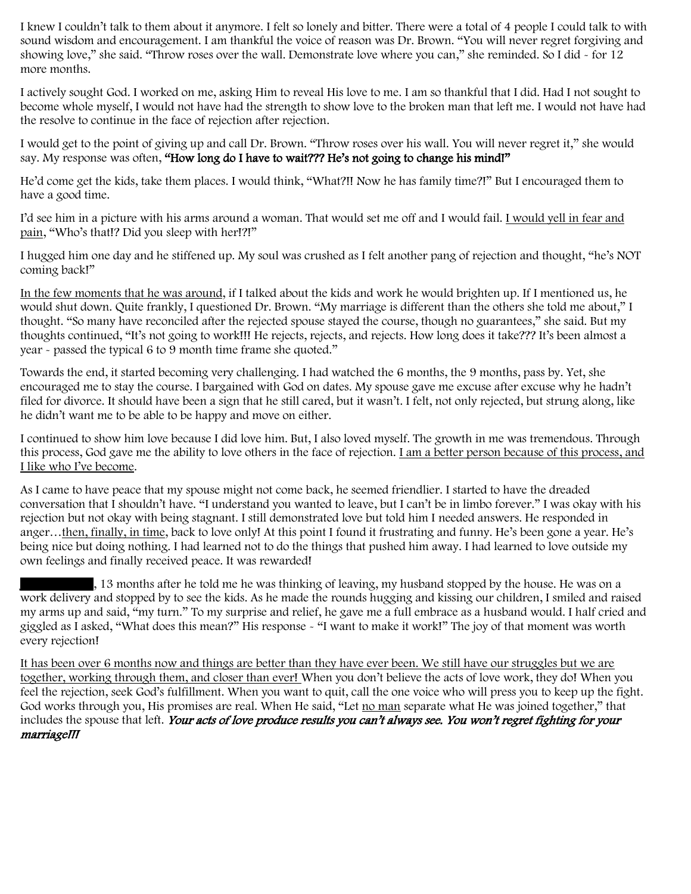I knew I couldn't talk to them about it anymore. I felt so lonely and bitter. There were a total of 4 people I could talk to with sound wisdom and encouragement. I am thankful the voice of reason was Dr. Brown. "You will never regret forgiving and showing love," she said. "Throw roses over the wall. Demonstrate love where you can," she reminded. So I did - for 12 more months.

I actively sought God. I worked on me, asking Him to reveal His love to me. I am so thankful that I did. Had I not sought to become whole myself, I would not have had the strength to show love to the broken man that left me. I would not have had the resolve to continue in the face of rejection after rejection.

I would get to the point of giving up and call Dr. Brown. "Throw roses over his wall. You will never regret it," she would say. My response was often, **"How long do I have to wait??? He's not going to change his mind!"**

He'd come get the kids, take them places. I would think, "What?!! Now he has family time?!" But I encouraged them to have a good time.

I'd see him in a picture with his arms around a woman. That would set me off and I would fail. <u>I would yell in fear and pain</u>, "Who's that!? Did you sleep with her!?!"

I hugged him one day and he stiffened up. My soul was crushed as I felt another pang of rejection and thought, "he's NOT coming back!"

<u>In the few moments that he was around</u>, if I talked about the kids and work he would brighten up. If I mentioned us, he would shut down. Quite frankly, I questioned Dr. Brown. "My marriage is different than the others she told me about," I thought. "So many have reconciled after the rejected spouse stayed the course, though no guarantees," she said. But my thoughts continued, "It's not going to work!!! He rejects, rejects, and rejects. How long does it take??? It's been almost a year - passed the typical 6 to 9 month time frame she quoted."

Towards the end, it started becoming very challenging. I had watched the 6 months, the 9 months, pass by. Yet, she encouraged me to stay the course. I bargained with God on dates. My spouse gave me excuse after excuse why he hadn't filed for divorce. It should have been a sign that he still cared, but it wasn't. I felt, not only rejected, but strung along, like he didn't want me to be able to be happy and move on either.

I continued to show him love because I did love him. But, I also loved myself. The growth in me was tremendous. Through this process, God gave me the ability to love others in the face of rejection. <u>I am a better person because of this process, and I like who I've become</u>.

As I came to have peace that my spouse might not come back, he seemed friendlier. I started to have the dreaded conversation that I shouldn't have. "I understand you wanted to leave, but I can't be in limbo forever." I was okay with his rejection but not okay with being stagnant. I still demonstrated love but told him I needed answers. He responded in anger…<u>then, finally, in time</u>, back to love only! At this point I found it frustrating and funny. He's been gone a year. He's being nice but doing nothing. I had learned not to do the things that pushed him away. I had learned to love outside my own feelings and finally received peace. It was rewarded!

█████, 13 months after he told me he was thinking of leaving, my husband stopped by the house. He was on a work delivery and stopped by to see the kids. As he made the rounds hugging and kissing our children, I smiled and raised my arms up and said, "my turn." To my surprise and relief, he gave me a full embrace as a husband would. I half cried and giggled as I asked, "What does this mean?" His response - "I want to make it work!" The joy of that moment was worth every rejection!

<u>It has been over 6 months now and things are better than they have ever been. We still have our struggles but we are together, working through them, and closer than ever!</u> When you don't believe the acts of love work, they do! When you feel the rejection, seek God's fulfillment. When you want to quit, call the one voice who will press you to keep up the fight. God works through you, His promises are real. When He said, "Let <u>no man</u> separate what He was joined together," that includes the spouse that left. ***Your acts of love produce results you can't always see. You won't regret fighting for your marriage!!!***